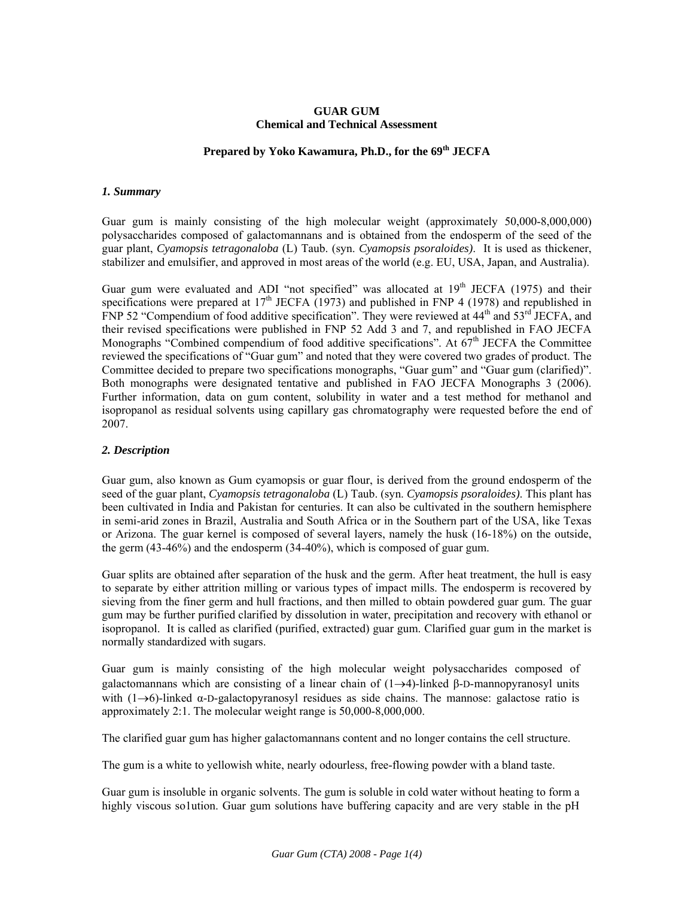**GUAR GUM**
**Chemical and Technical Assessment**

**Prepared by Yoko Kawamura, Ph.D., for the 69th JECFA**

## *1. Summary*

Guar gum is mainly consisting of the high molecular weight (approximately 50,000-8,000,000) polysaccharides composed of galactomannans and is obtained from the endosperm of the seed of the guar plant, *Cyamopsis tetragonaloba* (L) Taub. (syn. *Cyamopsis psoraloides)*. It is used as thickener, stabilizer and emulsifier, and approved in most areas of the world (e.g. EU, USA, Japan, and Australia).

Guar gum were evaluated and ADI "not specified" was allocated at 19th JECFA (1975) and their specifications were prepared at 17th JECFA (1973) and published in FNP 4 (1978) and republished in FNP 52 "Compendium of food additive specification". They were reviewed at 44th and 53rd JECFA, and their revised specifications were published in FNP 52 Add 3 and 7, and republished in FAO JECFA Monographs "Combined compendium of food additive specifications". At 67th JECFA the Committee reviewed the specifications of "Guar gum" and noted that they were covered two grades of product. The Committee decided to prepare two specifications monographs, "Guar gum" and "Guar gum (clarified)". Both monographs were designated tentative and published in FAO JECFA Monographs 3 (2006). Further information, data on gum content, solubility in water and a test method for methanol and isopropanol as residual solvents using capillary gas chromatography were requested before the end of 2007.

## *2. Description*

Guar gum, also known as Gum cyamopsis or guar flour, is derived from the ground endosperm of the seed of the guar plant, *Cyamopsis tetragonaloba* (L) Taub. (syn. *Cyamopsis psoraloides)*. This plant has been cultivated in India and Pakistan for centuries. It can also be cultivated in the southern hemisphere in semi-arid zones in Brazil, Australia and South Africa or in the Southern part of the USA, like Texas or Arizona. The guar kernel is composed of several layers, namely the husk (16-18%) on the outside, the germ (43-46%) and the endosperm (34-40%), which is composed of guar gum.

Guar splits are obtained after separation of the husk and the germ. After heat treatment, the hull is easy to separate by either attrition milling or various types of impact mills. The endosperm is recovered by sieving from the finer germ and hull fractions, and then milled to obtain powdered guar gum. The guar gum may be further purified clarified by dissolution in water, precipitation and recovery with ethanol or isopropanol. It is called as clarified (purified, extracted) guar gum. Clarified guar gum in the market is normally standardized with sugars.

Guar gum is mainly consisting of the high molecular weight polysaccharides composed of galactomannans which are consisting of a linear chain of $(1\rightarrow4)$-linked β-D-mannopyranosyl units with $(1\rightarrow6)$-linked α-D-galactopyranosyl residues as side chains. The mannose: galactose ratio is approximately 2:1. The molecular weight range is 50,000-8,000,000.

The clarified guar gum has higher galactomannans content and no longer contains the cell structure.

The gum is a white to yellowish white, nearly odourless, free-flowing powder with a bland taste.

Guar gum is insoluble in organic solvents. The gum is soluble in cold water without heating to form a highly viscous so1ution. Guar gum solutions have buffering capacity and are very stable in the pH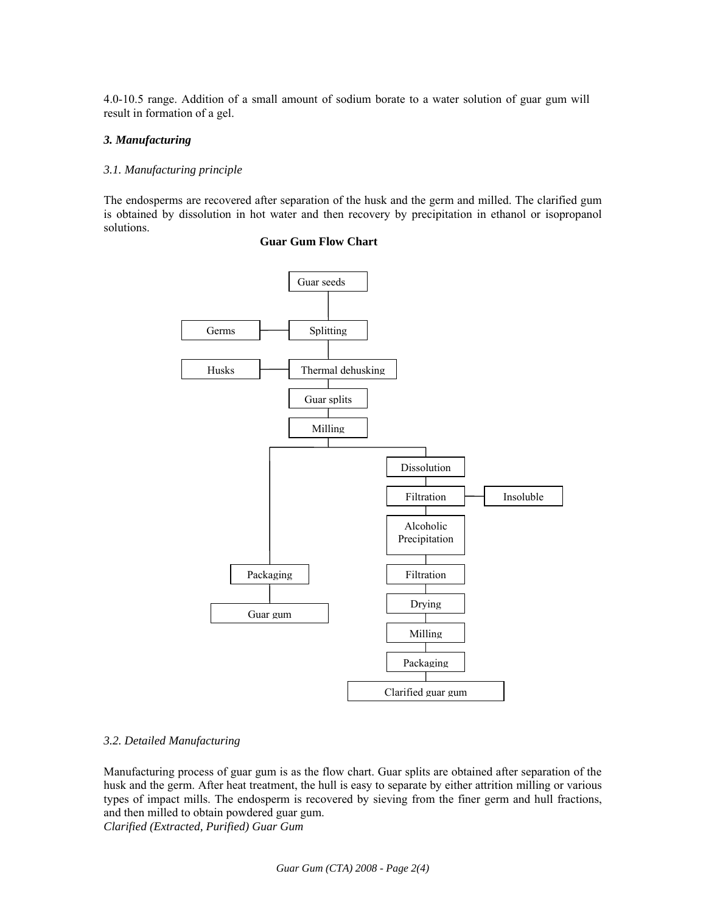4.0-10.5 range. Addition of a small amount of sodium borate to a water solution of guar gum will result in formation of a gel.

### *3. Manufacturing*

#### *3.1. Manufacturing principle*

The endosperms are recovered after separation of the husk and the germ and milled. The clarified gum is obtained by dissolution in hot water and then recovery by precipitation in ethanol or isopropanol solutions.

**Guar Gum Flow Chart**

Guar seeds

Germs

Splitting

Husks

Thermal dehusking

Guar splits

Milling

Dissolution

Filtration

Insoluble

Alcoholic Precipitation

Packaging

Filtration

Guar gum

Drying

Milling

Packaging

Clarified guar gum

#### *3.2. Detailed Manufacturing*

Manufacturing process of guar gum is as the flow chart. Guar splits are obtained after separation of the husk and the germ. After heat treatment, the hull is easy to separate by either attrition milling or various types of impact mills. The endosperm is recovered by sieving from the finer germ and hull fractions, and then milled to obtain powdered guar gum.

*Clarified (Extracted, Purified) Guar Gum*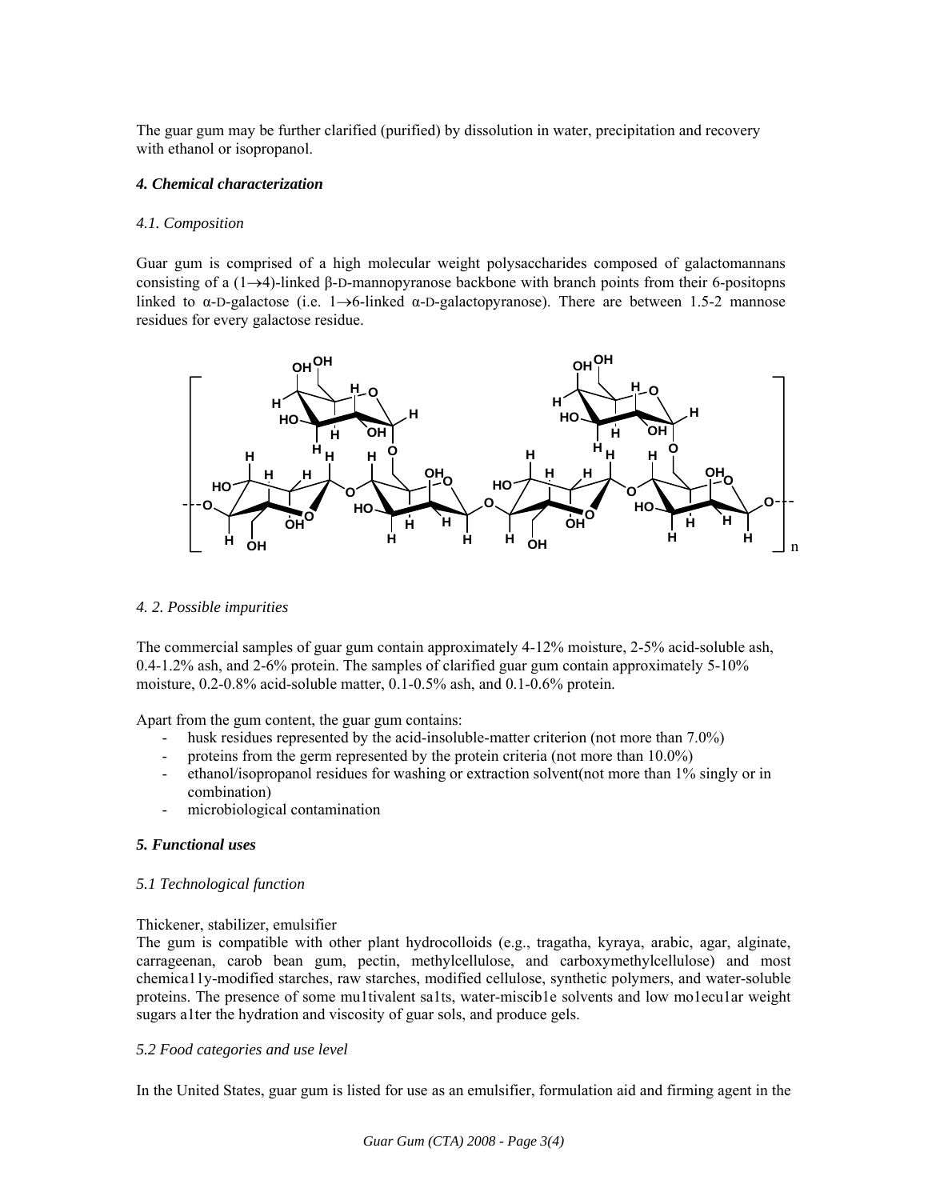The guar gum may be further clarified (purified) by dissolution in water, precipitation and recovery with ethanol or isopropanol.

### *4. Chemical characterization*

#### *4.1. Composition*

Guar gum is comprised of a high molecular weight polysaccharides composed of galactomannans consisting of a (1→4)-linked β-D-mannopyranose backbone with branch points from their 6-positopns linked to α-D-galactose (i.e. 1→6-linked α-D-galactopyranose). There are between 1.5-2 mannose residues for every galactose residue.

#### *4. 2. Possible impurities*

The commercial samples of guar gum contain approximately 4-12% moisture, 2-5% acid-soluble ash, 0.4-1.2% ash, and 2-6% protein. The samples of clarified guar gum contain approximately 5-10% moisture, 0.2-0.8% acid-soluble matter, 0.1-0.5% ash, and 0.1-0.6% protein.

Apart from the gum content, the guar gum contains:

- husk residues represented by the acid-insoluble-matter criterion (not more than 7.0%)
- proteins from the germ represented by the protein criteria (not more than 10.0%)
- ethanol/isopropanol residues for washing or extraction solvent(not more than 1% singly or in combination)
- microbiological contamination

### *5. Functional uses*

#### *5.1 Technological function*

Thickener, stabilizer, emulsifier
The gum is compatible with other plant hydrocolloids (e.g., tragatha, kyraya, arabic, agar, alginate, carrageenan, carob bean gum, pectin, methylcellulose, and carboxymethylcellulose) and most chemica11y-modified starches, raw starches, modified cellulose, synthetic polymers, and water-soluble proteins. The presence of some mu1tivalent sa1ts, water-miscib1e solvents and low mo1ecu1ar weight sugars a1ter the hydration and viscosity of guar sols, and produce gels.

#### *5.2 Food categories and use level*

In the United States, guar gum is listed for use as an emulsifier, formulation aid and firming agent in the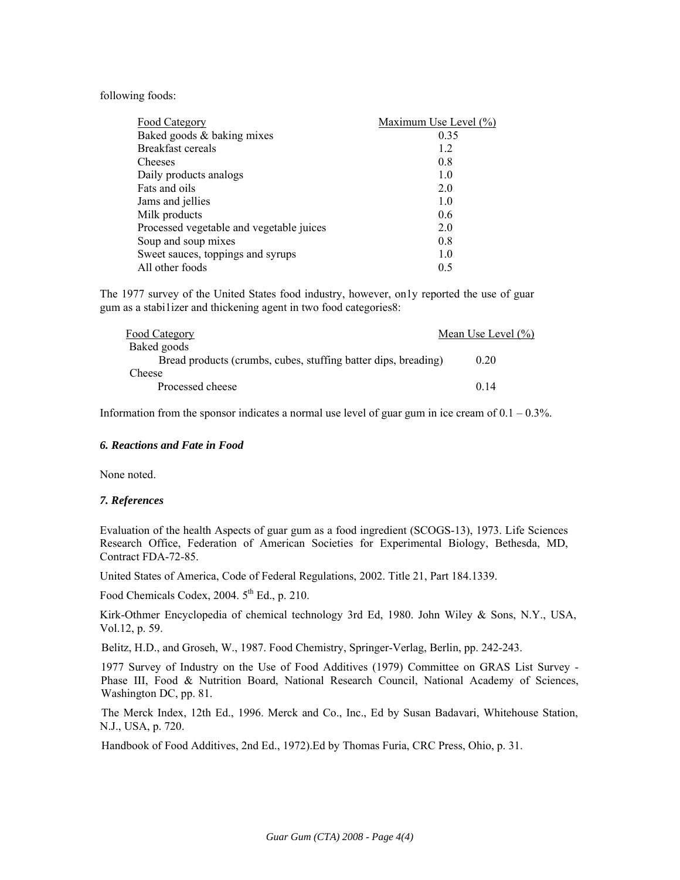following foods:

| Food Category | Maximum Use Level (%) |
| --- | --- |
| Baked goods & baking mixes | 0.35 |
| Breakfast cereals | 1.2 |
| Cheeses | 0.8 |
| Daily products analogs | 1.0 |
| Fats and oils | 2.0 |
| Jams and jellies | 1.0 |
| Milk products | 0.6 |
| Processed vegetable and vegetable juices | 2.0 |
| Soup and soup mixes | 0.8 |
| Sweet sauces, toppings and syrups | 1.0 |
| All other foods | 0.5 |

The 1977 survey of the United States food industry, however, on1y reported the use of guar gum as a stabi1izer and thickening agent in two food categories8:

| Food Category | Mean Use Level (%) |
| --- | --- |
| Baked goods | |
| Bread products (crumbs, cubes, stuffing batter dips, breading) | 0.20 |
| Cheese | |
| Processed cheese | 0.14 |

Information from the sponsor indicates a normal use level of guar gum in ice cream of 0.1 – 0.3%.

### *6. Reactions and Fate in Food*

None noted.

### *7. References*

Evaluation of the health Aspects of guar gum as a food ingredient (SCOGS-13), 1973. Life Sciences Research Office, Federation of American Societies for Experimental Biology, Bethesda, MD, Contract FDA-72-85.

United States of America, Code of Federal Regulations, 2002. Title 21, Part 184.1339.

Food Chemicals Codex, 2004. 5th Ed., p. 210.

Kirk-Othmer Encyclopedia of chemical technology 3rd Ed, 1980. John Wiley & Sons, N.Y., USA, Vol.12, p. 59.

Belitz, H.D., and Groseh, W., 1987. Food Chemistry, Springer-Verlag, Berlin, pp. 242-243.

1977 Survey of Industry on the Use of Food Additives (1979) Committee on GRAS List Survey - Phase III, Food & Nutrition Board, National Research Council, National Academy of Sciences, Washington DC, pp. 81.

The Merck Index, 12th Ed., 1996. Merck and Co., Inc., Ed by Susan Badavari, Whitehouse Station, N.J., USA, p. 720.

Handbook of Food Additives, 2nd Ed., 1972).Ed by Thomas Furia, CRC Press, Ohio, p. 31.